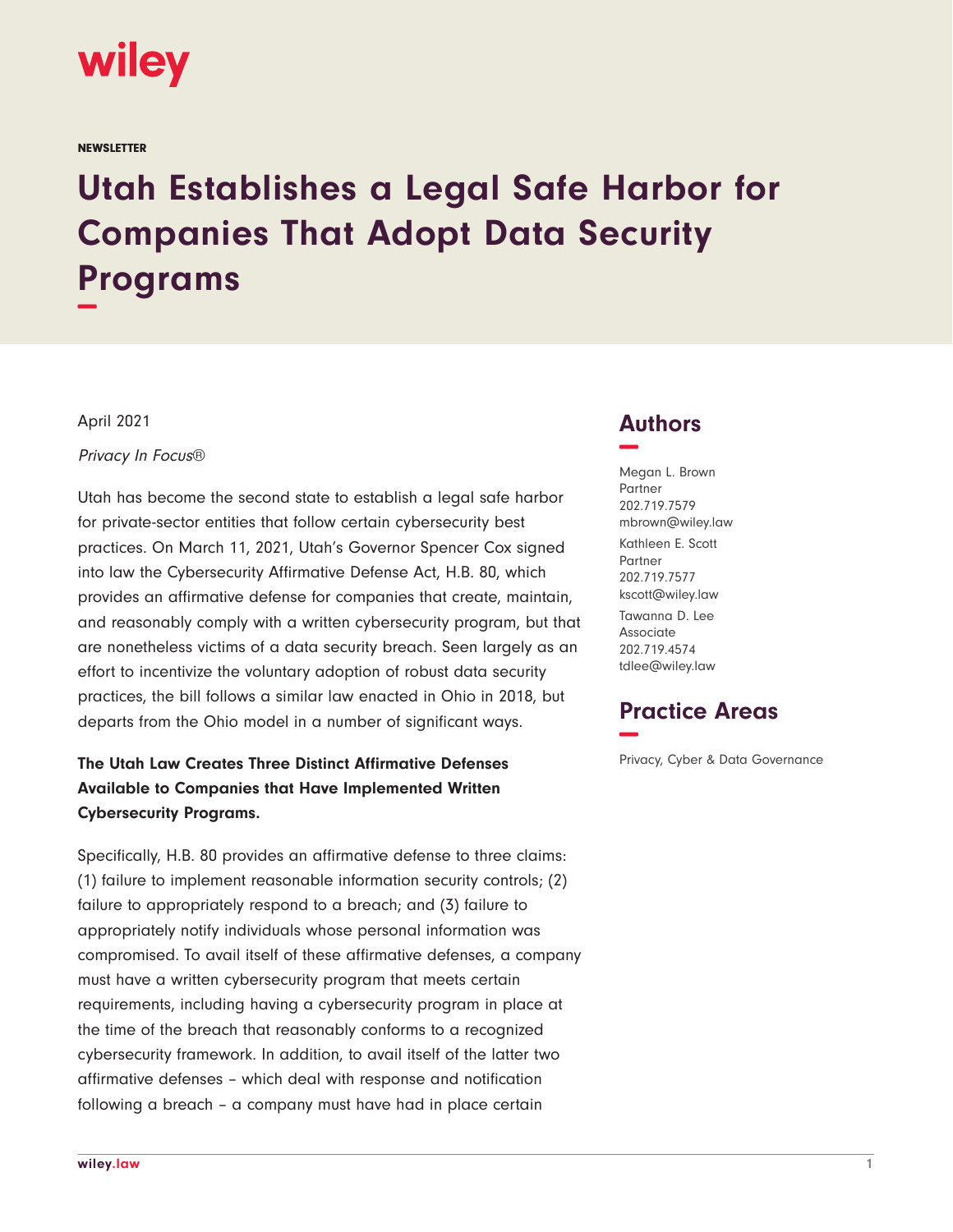wiley

NEWSLETTER

# Utah Establishes a Legal Safe Harbor for Companies That Adopt Data Security Programs

April 2021

*Privacy In Focus®*

Utah has become the second state to establish a legal safe harbor for private-sector entities that follow certain cybersecurity best practices. On March 11, 2021, Utah's Governor Spencer Cox signed into law the Cybersecurity Affirmative Defense Act, H.B. 80, which provides an affirmative defense for companies that create, maintain, and reasonably comply with a written cybersecurity program, but that are nonetheless victims of a data security breach. Seen largely as an effort to incentivize the voluntary adoption of robust data security practices, the bill follows a similar law enacted in Ohio in 2018, but departs from the Ohio model in a number of significant ways.

**The Utah Law Creates Three Distinct Affirmative Defenses Available to Companies that Have Implemented Written Cybersecurity Programs.**

Specifically, H.B. 80 provides an affirmative defense to three claims: (1) failure to implement reasonable information security controls; (2) failure to appropriately respond to a breach; and (3) failure to appropriately notify individuals whose personal information was compromised. To avail itself of these affirmative defenses, a company must have a written cybersecurity program that meets certain requirements, including having a cybersecurity program in place at the time of the breach that reasonably conforms to a recognized cybersecurity framework. In addition, to avail itself of the latter two affirmative defenses – which deal with response and notification following a breach – a company must have had in place certain

## Authors

Megan L. Brown
Partner
202.719.7579
mbrown@wiley.law

Kathleen E. Scott
Partner
202.719.7577
kscott@wiley.law

Tawanna D. Lee
Associate
202.719.4574
tdlee@wiley.law

## Practice Areas

Privacy, Cyber & Data Governance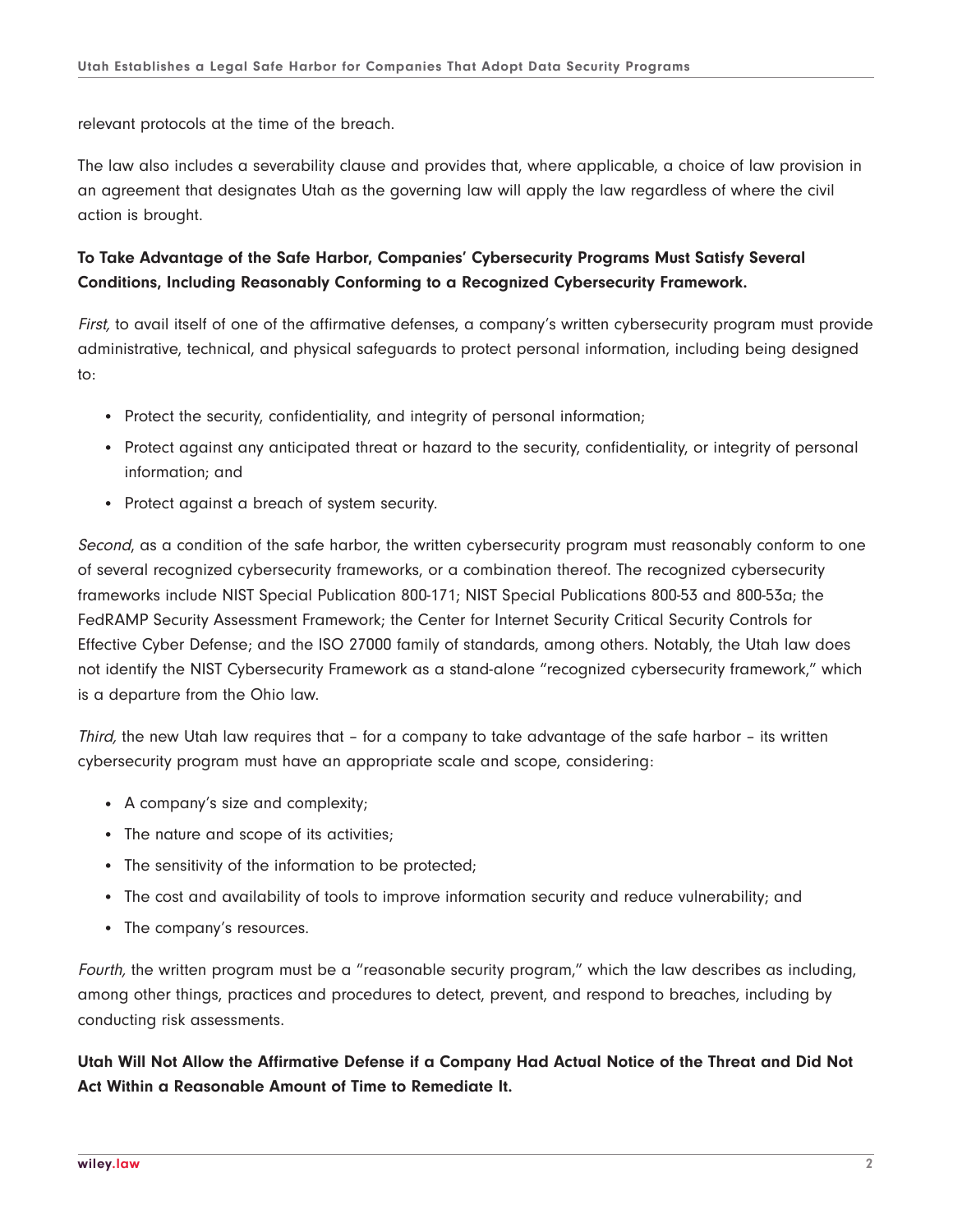relevant protocols at the time of the breach.

The law also includes a severability clause and provides that, where applicable, a choice of law provision in an agreement that designates Utah as the governing law will apply the law regardless of where the civil action is brought.

**To Take Advantage of the Safe Harbor, Companies' Cybersecurity Programs Must Satisfy Several Conditions, Including Reasonably Conforming to a Recognized Cybersecurity Framework.**

*First,* to avail itself of one of the affirmative defenses, a company's written cybersecurity program must provide administrative, technical, and physical safeguards to protect personal information, including being designed to:

- Protect the security, confidentiality, and integrity of personal information;
- Protect against any anticipated threat or hazard to the security, confidentiality, or integrity of personal information; and
- Protect against a breach of system security.

*Second*, as a condition of the safe harbor, the written cybersecurity program must reasonably conform to one of several recognized cybersecurity frameworks, or a combination thereof. The recognized cybersecurity frameworks include NIST Special Publication 800-171; NIST Special Publications 800-53 and 800-53a; the FedRAMP Security Assessment Framework; the Center for Internet Security Critical Security Controls for Effective Cyber Defense; and the ISO 27000 family of standards, among others. Notably, the Utah law does not identify the NIST Cybersecurity Framework as a stand-alone "recognized cybersecurity framework," which is a departure from the Ohio law.

*Third,* the new Utah law requires that – for a company to take advantage of the safe harbor – its written cybersecurity program must have an appropriate scale and scope, considering:

- A company's size and complexity;
- The nature and scope of its activities;
- The sensitivity of the information to be protected;
- The cost and availability of tools to improve information security and reduce vulnerability; and
- The company's resources.

*Fourth,* the written program must be a "reasonable security program," which the law describes as including, among other things, practices and procedures to detect, prevent, and respond to breaches, including by conducting risk assessments.

**Utah Will Not Allow the Affirmative Defense if a Company Had Actual Notice of the Threat and Did Not Act Within a Reasonable Amount of Time to Remediate It.**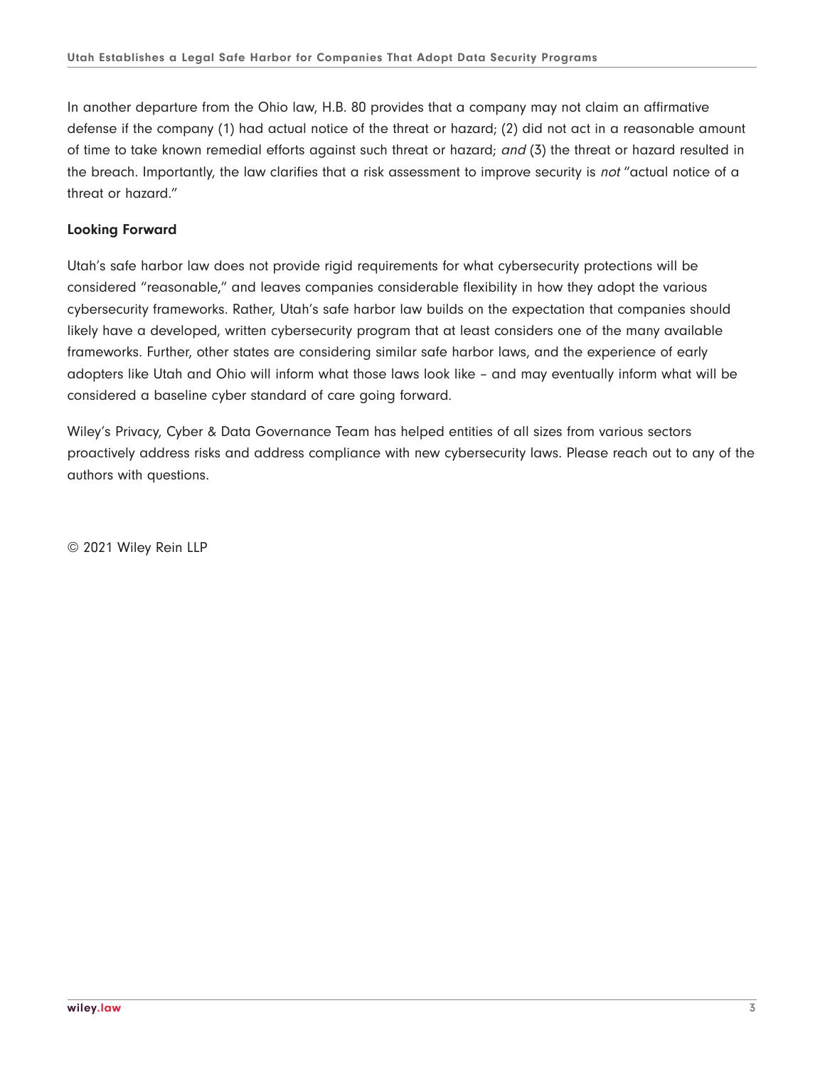In another departure from the Ohio law, H.B. 80 provides that a company may not claim an affirmative defense if the company (1) had actual notice of the threat or hazard; (2) did not act in a reasonable amount of time to take known remedial efforts against such threat or hazard; *and* (3) the threat or hazard resulted in the breach. Importantly, the law clarifies that a risk assessment to improve security is *not* "actual notice of a threat or hazard."

**Looking Forward**

Utah's safe harbor law does not provide rigid requirements for what cybersecurity protections will be considered "reasonable," and leaves companies considerable flexibility in how they adopt the various cybersecurity frameworks. Rather, Utah's safe harbor law builds on the expectation that companies should likely have a developed, written cybersecurity program that at least considers one of the many available frameworks. Further, other states are considering similar safe harbor laws, and the experience of early adopters like Utah and Ohio will inform what those laws look like – and may eventually inform what will be considered a baseline cyber standard of care going forward.

Wiley's Privacy, Cyber & Data Governance Team has helped entities of all sizes from various sectors proactively address risks and address compliance with new cybersecurity laws. Please reach out to any of the authors with questions.

© 2021 Wiley Rein LLP